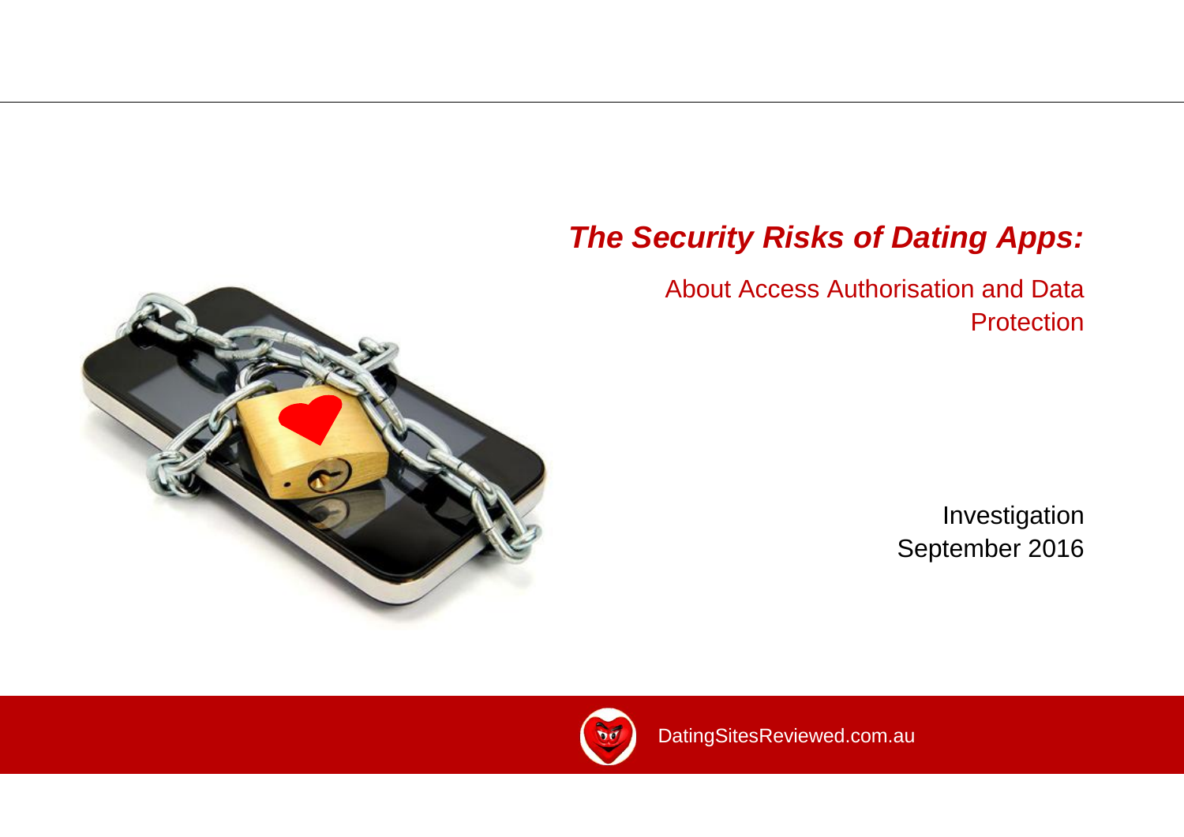# *The Security Risks of Dating Apps:*

## About Access Authorisation and Data Protection

Investigation
September 2016

DatingSitesReviewed.com.au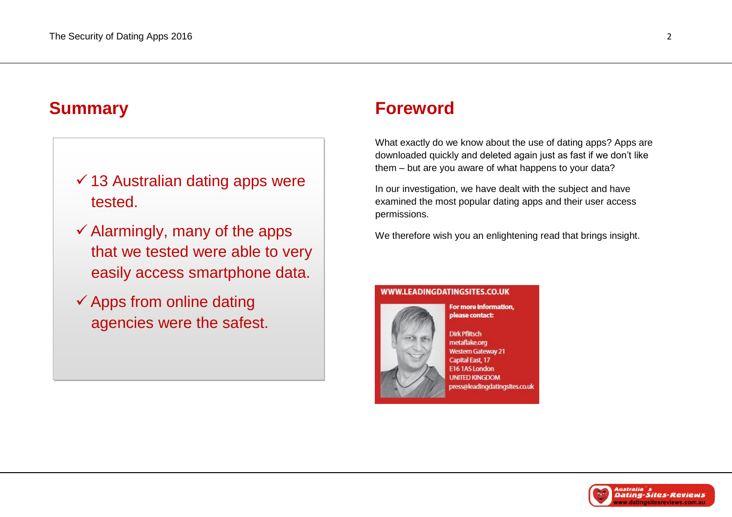## Summary

- ✓ 13 Australian dating apps were tested.
- ✓ Alarmingly, many of the apps that we tested were able to very easily access smartphone data.
- ✓ Apps from online dating agencies were the safest.

## Foreword

What exactly do we know about the use of dating apps? Apps are downloaded quickly and deleted again just as fast if we don't like them – but are you aware of what happens to your data?

In our investigation, we have dealt with the subject and have examined the most popular dating apps and their user access permissions.

We therefore wish you an enlightening read that brings insight.

**WWW.LEADINGDATINGSITES.CO.UK**

**For more information, please contact:**

Dirk Pflitsch
metaflake.org
Western Gateway 21
Capital East, 17
E16 1AS London
UNITED KINGDOM
press@leadingdatingsites.co.uk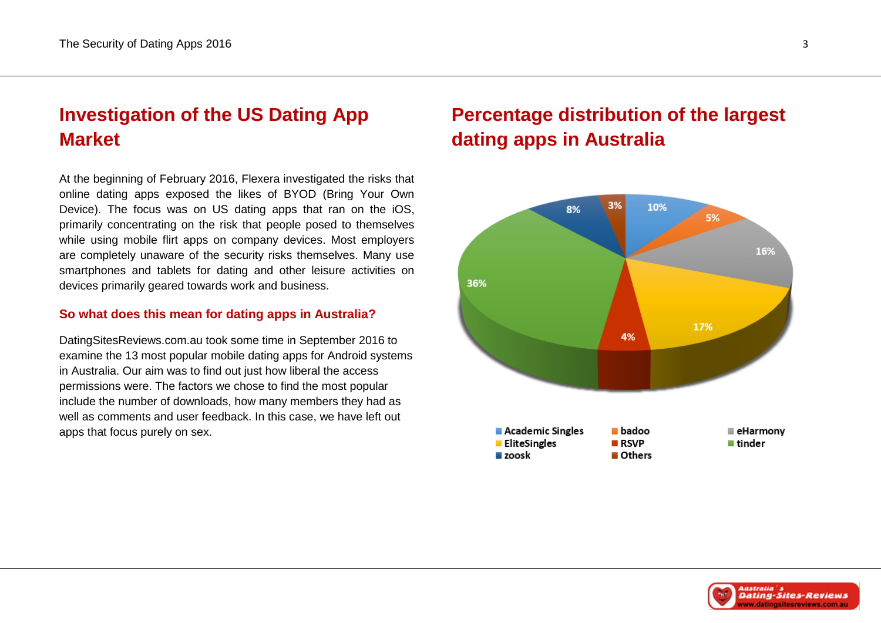## Investigation of the US Dating App Market

At the beginning of February 2016, Flexera investigated the risks that online dating apps exposed the likes of BYOD (Bring Your Own Device). The focus was on US dating apps that ran on the iOS, primarily concentrating on the risk that people posed to themselves while using mobile flirt apps on company devices. Most employers are completely unaware of the security risks themselves. Many use smartphones and tablets for dating and other leisure activities on devices primarily geared towards work and business.

### So what does this mean for dating apps in Australia?

DatingSitesReviews.com.au took some time in September 2016 to examine the 13 most popular mobile dating apps for Android systems in Australia. Our aim was to find out just how liberal the access permissions were. The factors we chose to find the most popular include the number of downloads, how many members they had as well as comments and user feedback. In this case, we have left out apps that focus purely on sex.

## Percentage distribution of the largest dating apps in Australia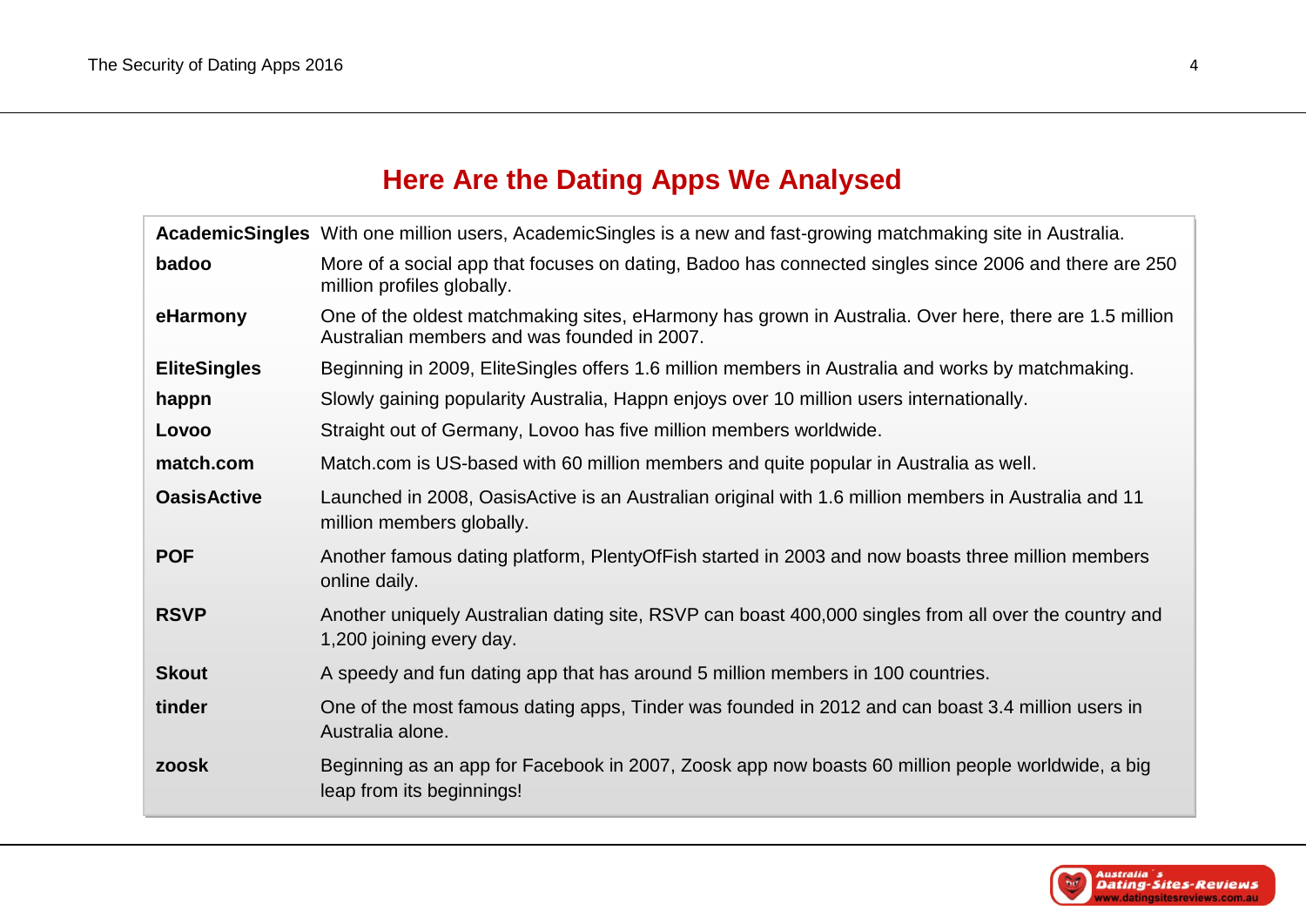## Here Are the Dating Apps We Analysed

| | |
|---|---|
| **AcademicSingles** | With one million users, AcademicSingles is a new and fast-growing matchmaking site in Australia. |
| **badoo** | More of a social app that focuses on dating, Badoo has connected singles since 2006 and there are 250 million profiles globally. |
| **eHarmony** | One of the oldest matchmaking sites, eHarmony has grown in Australia. Over here, there are 1.5 million Australian members and was founded in 2007. |
| **EliteSingles** | Beginning in 2009, EliteSingles offers 1.6 million members in Australia and works by matchmaking. |
| **happn** | Slowly gaining popularity Australia, Happn enjoys over 10 million users internationally. |
| **Lovoo** | Straight out of Germany, Lovoo has five million members worldwide. |
| **match.com** | Match.com is US-based with 60 million members and quite popular in Australia as well. |
| **OasisActive** | Launched in 2008, OasisActive is an Australian original with 1.6 million members in Australia and 11 million members globally. |
| **POF** | Another famous dating platform, PlentyOfFish started in 2003 and now boasts three million members online daily. |
| **RSVP** | Another uniquely Australian dating site, RSVP can boast 400,000 singles from all over the country and 1,200 joining every day. |
| **Skout** | A speedy and fun dating app that has around 5 million members in 100 countries. |
| **tinder** | One of the most famous dating apps, Tinder was founded in 2012 and can boast 3.4 million users in Australia alone. |
| **zoosk** | Beginning as an app for Facebook in 2007, Zoosk app now boasts 60 million people worldwide, a big leap from its beginnings! |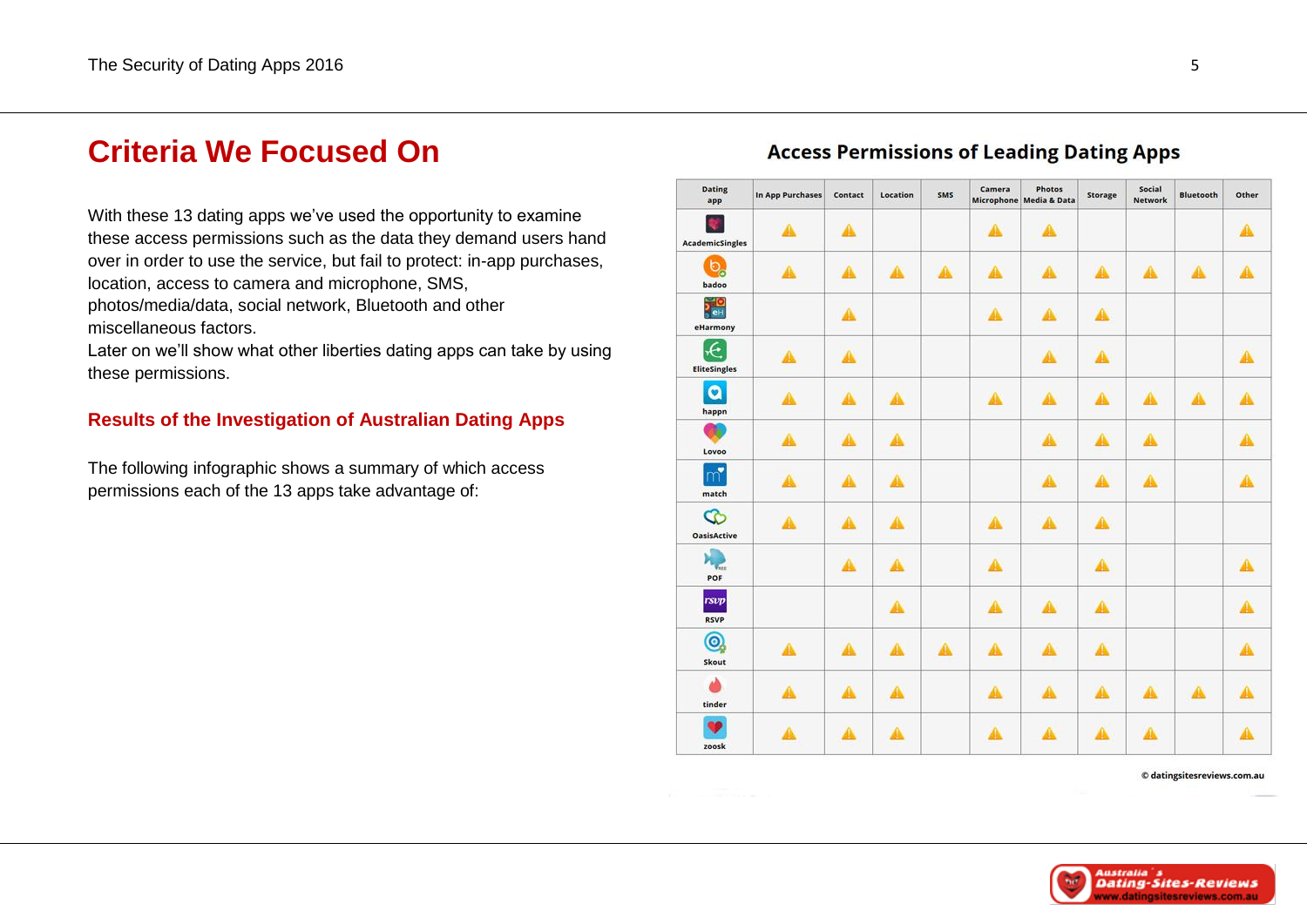# Criteria We Focused On

With these 13 dating apps we've used the opportunity to examine these access permissions such as the data they demand users hand over in order to use the service, but fail to protect: in-app purchases, location, access to camera and microphone, SMS, photos/media/data, social network, Bluetooth and other miscellaneous factors.
Later on we'll show what other liberties dating apps can take by using these permissions.

## Results of the Investigation of Australian Dating Apps

The following infographic shows a summary of which access permissions each of the 13 apps take advantage of:

**Access Permissions of Leading Dating Apps**

| Dating app | In App Purchases | Contact | Location | SMS | Camera Microphone | Photos Media & Data | Storage | Social Network | Bluetooth | Other |
|---|---|---|---|---|---|---|---|---|---|---|
| AcademicSingles | ⚠ | ⚠ | | | ⚠ | ⚠ | | | | ⚠ |
| badoo | ⚠ | ⚠ | ⚠ | ⚠ | ⚠ | ⚠ | ⚠ | ⚠ | ⚠ | ⚠ |
| eHarmony | | ⚠ | | | ⚠ | ⚠ | ⚠ | | | |
| EliteSingles | ⚠ | ⚠ | | | | ⚠ | ⚠ | | | ⚠ |
| happn | ⚠ | ⚠ | ⚠ | | ⚠ | ⚠ | ⚠ | ⚠ | ⚠ | ⚠ |
| Lovoo | ⚠ | ⚠ | ⚠ | | | ⚠ | ⚠ | ⚠ | | ⚠ |
| match | ⚠ | ⚠ | ⚠ | | | ⚠ | ⚠ | ⚠ | | ⚠ |
| OasisActive | ⚠ | ⚠ | ⚠ | | ⚠ | ⚠ | ⚠ | | | |
| POF | | ⚠ | ⚠ | | ⚠ | | ⚠ | | | ⚠ |
| RSVP | | | ⚠ | | ⚠ | ⚠ | ⚠ | | | ⚠ |
| Skout | ⚠ | ⚠ | ⚠ | ⚠ | ⚠ | ⚠ | ⚠ | | | ⚠ |
| tinder | ⚠ | ⚠ | ⚠ | | ⚠ | ⚠ | ⚠ | ⚠ | ⚠ | ⚠ |
| zoosk | ⚠ | ⚠ | ⚠ | | ⚠ | ⚠ | ⚠ | ⚠ | | ⚠ |

© datingsitesreviews.com.au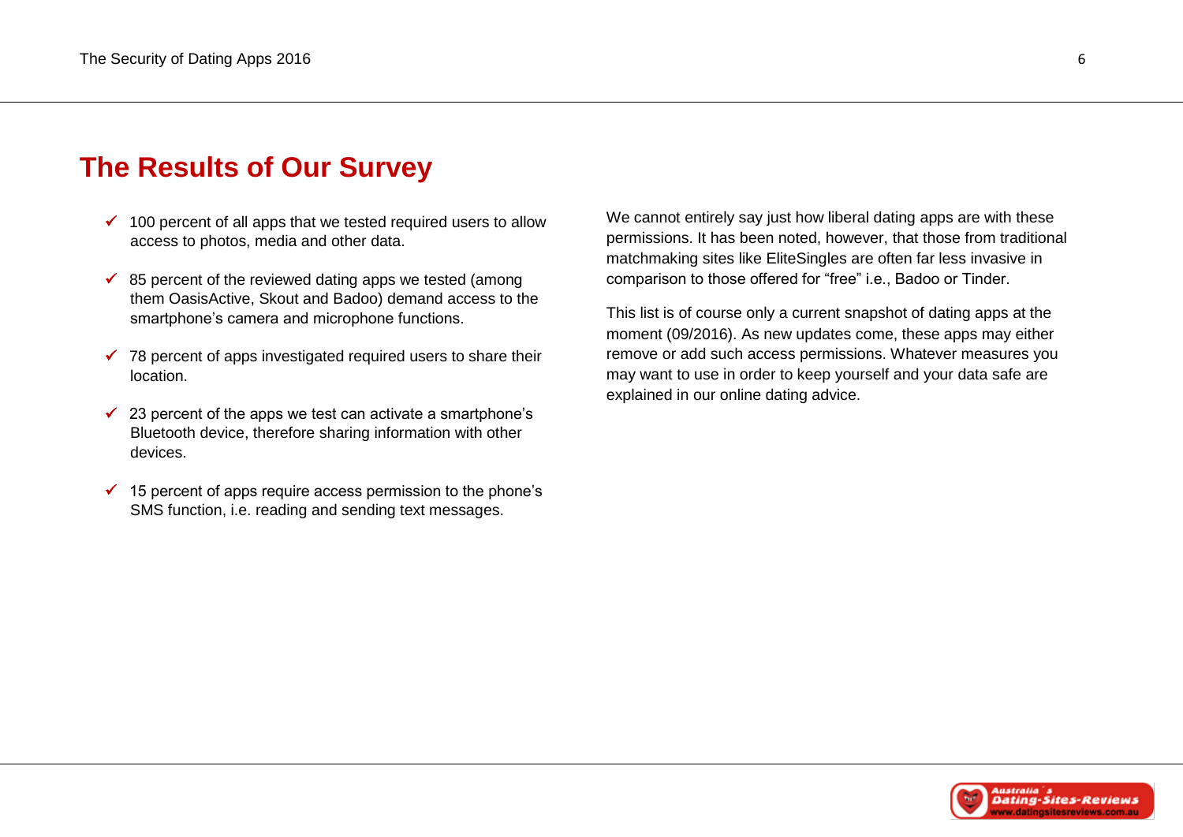## The Results of Our Survey

- ✓ 100 percent of all apps that we tested required users to allow access to photos, media and other data.
- ✓ 85 percent of the reviewed dating apps we tested (among them OasisActive, Skout and Badoo) demand access to the smartphone's camera and microphone functions.
- ✓ 78 percent of apps investigated required users to share their location.
- ✓ 23 percent of the apps we test can activate a smartphone's Bluetooth device, therefore sharing information with other devices.
- ✓ 15 percent of apps require access permission to the phone's SMS function, i.e. reading and sending text messages.

We cannot entirely say just how liberal dating apps are with these permissions. It has been noted, however, that those from traditional matchmaking sites like EliteSingles are often far less invasive in comparison to those offered for "free" i.e., Badoo or Tinder.

This list is of course only a current snapshot of dating apps at the moment (09/2016). As new updates come, these apps may either remove or add such access permissions. Whatever measures you may want to use in order to keep yourself and your data safe are explained in our online dating advice.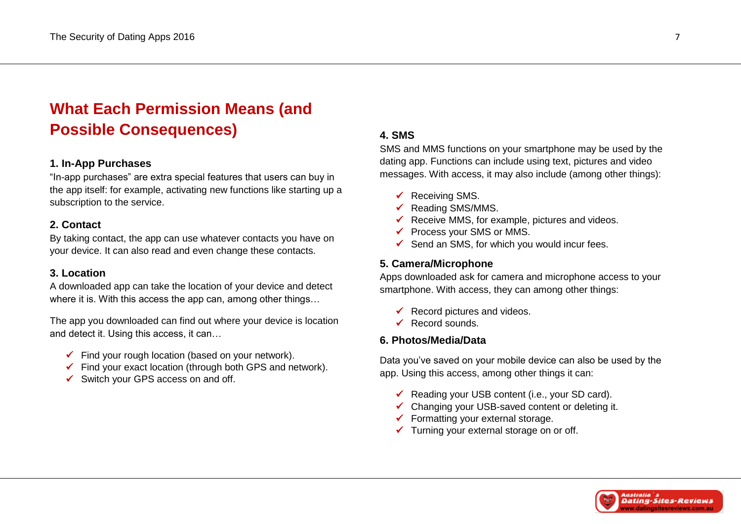## What Each Permission Means (and Possible Consequences)

### 1. In-App Purchases

"In-app purchases" are extra special features that users can buy in the app itself: for example, activating new functions like starting up a subscription to the service.

### 2. Contact

By taking contact, the app can use whatever contacts you have on your device. It can also read and even change these contacts.

### 3. Location

A downloaded app can take the location of your device and detect where it is. With this access the app can, among other things…

The app you downloaded can find out where your device is location and detect it. Using this access, it can…

- ✓ Find your rough location (based on your network).
- ✓ Find your exact location (through both GPS and network).
- ✓ Switch your GPS access on and off.

### 4. SMS

SMS and MMS functions on your smartphone may be used by the dating app. Functions can include using text, pictures and video messages. With access, it may also include (among other things):

- ✓ Receiving SMS.
- ✓ Reading SMS/MMS.
- ✓ Receive MMS, for example, pictures and videos.
- ✓ Process your SMS or MMS.
- ✓ Send an SMS, for which you would incur fees.

### 5. Camera/Microphone

Apps downloaded ask for camera and microphone access to your smartphone. With access, they can among other things:

- ✓ Record pictures and videos.
- ✓ Record sounds.

### 6. Photos/Media/Data

Data you've saved on your mobile device can also be used by the app. Using this access, among other things it can:

- ✓ Reading your USB content (i.e., your SD card).
- ✓ Changing your USB-saved content or deleting it.
- ✓ Formatting your external storage.
- ✓ Turning your external storage on or off.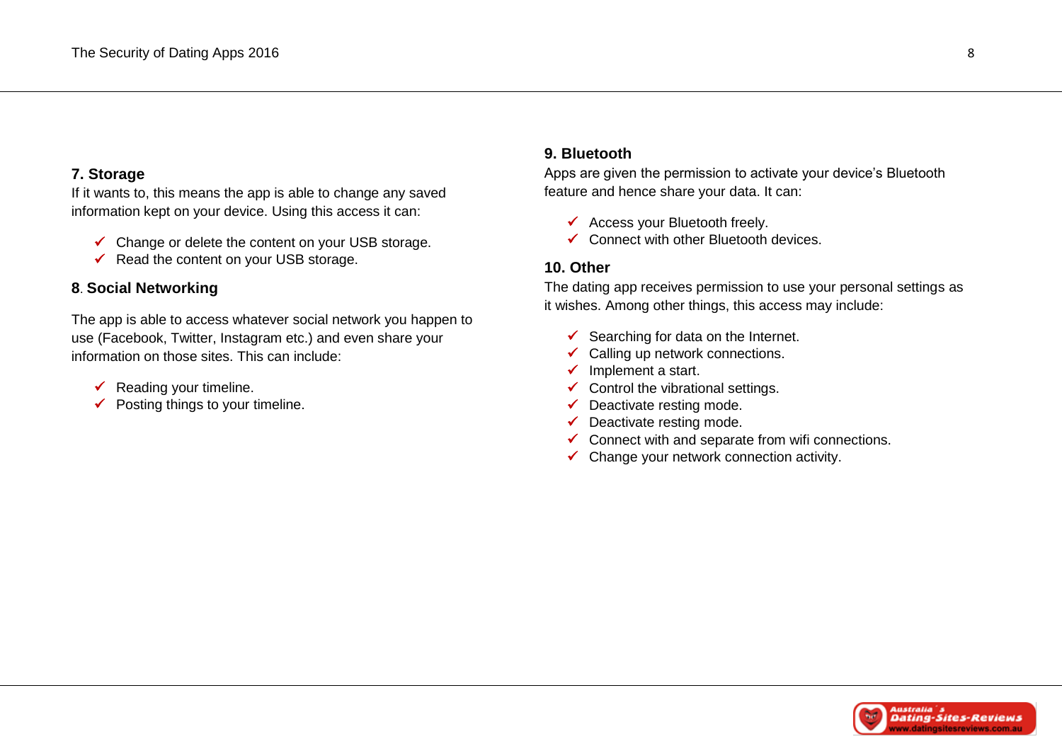### 7. Storage

If it wants to, this means the app is able to change any saved information kept on your device. Using this access it can:

- ✓ Change or delete the content on your USB storage.
- ✓ Read the content on your USB storage.

### 8. Social Networking

The app is able to access whatever social network you happen to use (Facebook, Twitter, Instagram etc.) and even share your information on those sites. This can include:

- ✓ Reading your timeline.
- ✓ Posting things to your timeline.

### 9. Bluetooth

Apps are given the permission to activate your device's Bluetooth feature and hence share your data. It can:

- ✓ Access your Bluetooth freely.
- ✓ Connect with other Bluetooth devices.

### 10. Other

The dating app receives permission to use your personal settings as it wishes. Among other things, this access may include:

- ✓ Searching for data on the Internet.
- ✓ Calling up network connections.
- ✓ Implement a start.
- ✓ Control the vibrational settings.
- ✓ Deactivate resting mode.
- ✓ Deactivate resting mode.
- ✓ Connect with and separate from wifi connections.
- ✓ Change your network connection activity.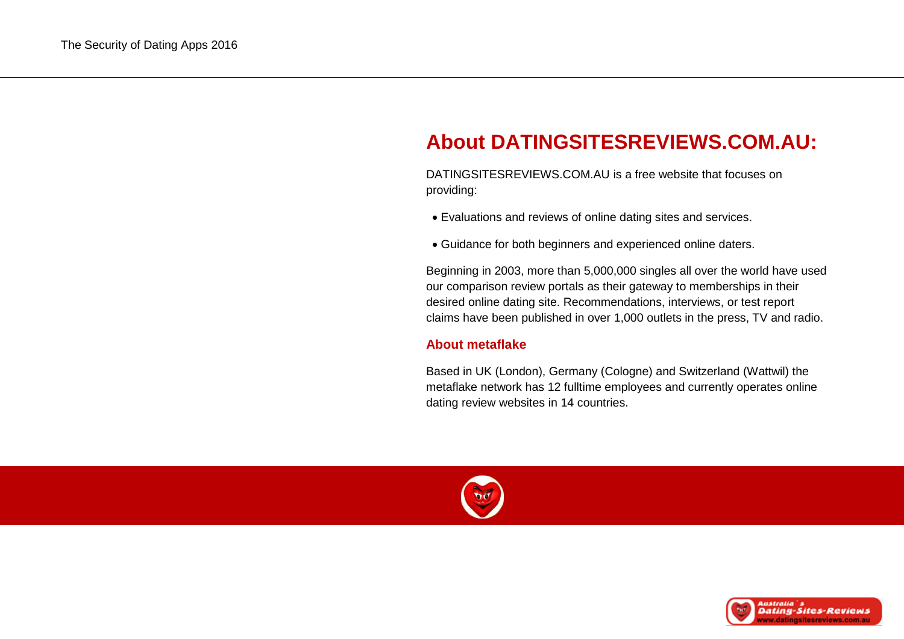## About DATINGSITESREVIEWS.COM.AU:

DATINGSITESREVIEWS.COM.AU is a free website that focuses on providing:

- Evaluations and reviews of online dating sites and services.
- Guidance for both beginners and experienced online daters.

Beginning in 2003, more than 5,000,000 singles all over the world have used our comparison review portals as their gateway to memberships in their desired online dating site. Recommendations, interviews, or test report claims have been published in over 1,000 outlets in the press, TV and radio.

### About metaflake

Based in UK (London), Germany (Cologne) and Switzerland (Wattwil) the metaflake network has 12 fulltime employees and currently operates online dating review websites in 14 countries.